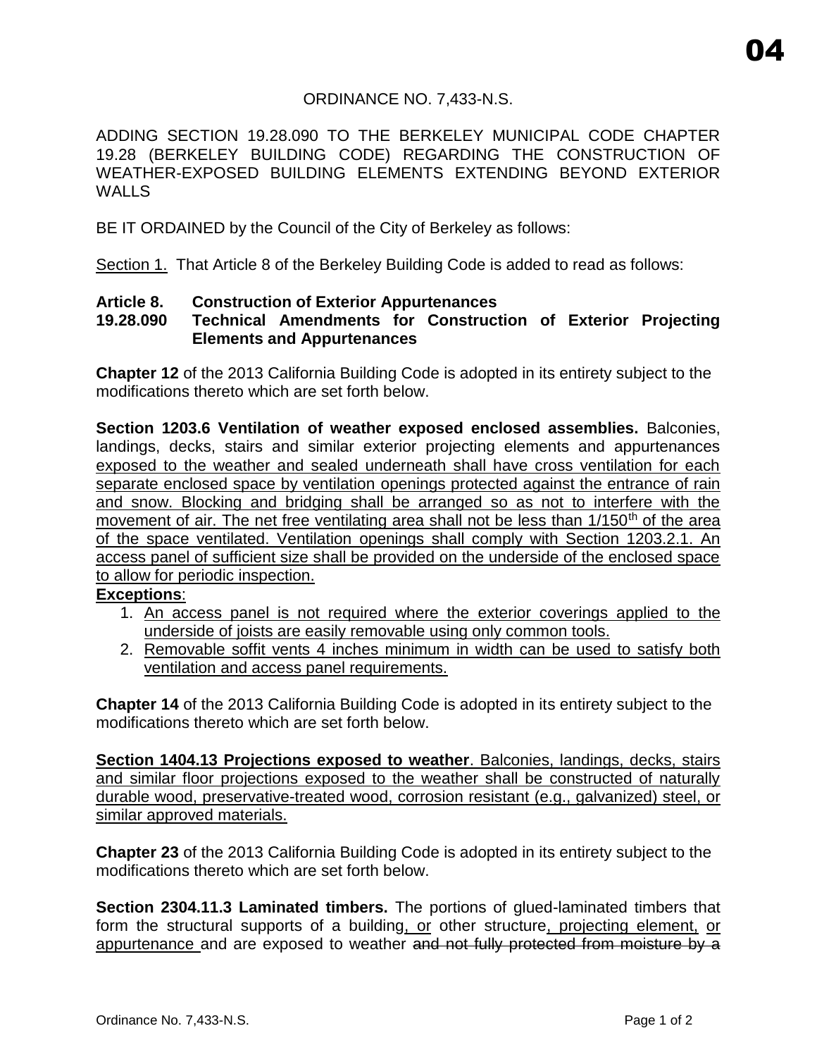04

ORDINANCE NO. 7,433-N.S.

ADDING SECTION 19.28.090 TO THE BERKELEY MUNICIPAL CODE CHAPTER 19.28 (BERKELEY BUILDING CODE) REGARDING THE CONSTRUCTION OF WEATHER-EXPOSED BUILDING ELEMENTS EXTENDING BEYOND EXTERIOR WALLS

BE IT ORDAINED by the Council of the City of Berkeley as follows:

<u>Section 1.</u> That Article 8 of the Berkeley Building Code is added to read as follows:

**Article 8. Construction of Exterior Appurtenances**
**19.28.090 Technical Amendments for Construction of Exterior Projecting Elements and Appurtenances**

**Chapter 12** of the 2013 California Building Code is adopted in its entirety subject to the modifications thereto which are set forth below.

**Section 1203.6 Ventilation of weather exposed enclosed assemblies.** Balconies, landings, decks, stairs and similar exterior projecting elements and appurtenances <u>exposed to the weather and sealed underneath shall have cross ventilation for each separate enclosed space by ventilation openings protected against the entrance of rain and snow. Blocking and bridging shall be arranged so as not to interfere with the movement of air. The net free ventilating area shall not be less than 1/150th of the area of the space ventilated. Ventilation openings shall comply with Section 1203.2.1. An access panel of sufficient size shall be provided on the underside of the enclosed space to allow for periodic inspection.</u>

**<u>Exceptions</u>**:

1. <u>An access panel is not required where the exterior coverings applied to the underside of joists are easily removable using only common tools.</u>
2. <u>Removable soffit vents 4 inches minimum in width can be used to satisfy both ventilation and access panel requirements.</u>

**Chapter 14** of the 2013 California Building Code is adopted in its entirety subject to the modifications thereto which are set forth below.

**<u>Section 1404.13 Projections exposed to weather</u>**. <u>Balconies, landings, decks, stairs and similar floor projections exposed to the weather shall be constructed of naturally durable wood, preservative-treated wood, corrosion resistant (e.g., galvanized) steel, or similar approved materials.</u>

**Chapter 23** of the 2013 California Building Code is adopted in its entirety subject to the modifications thereto which are set forth below.

**Section 2304.11.3 Laminated timbers.** The portions of glued-laminated timbers that form the structural supports of a building<u>, or</u> other structure<u>, projecting element, or appurtenance</u> and are exposed to weather ~~and not fully protected from moisture by a~~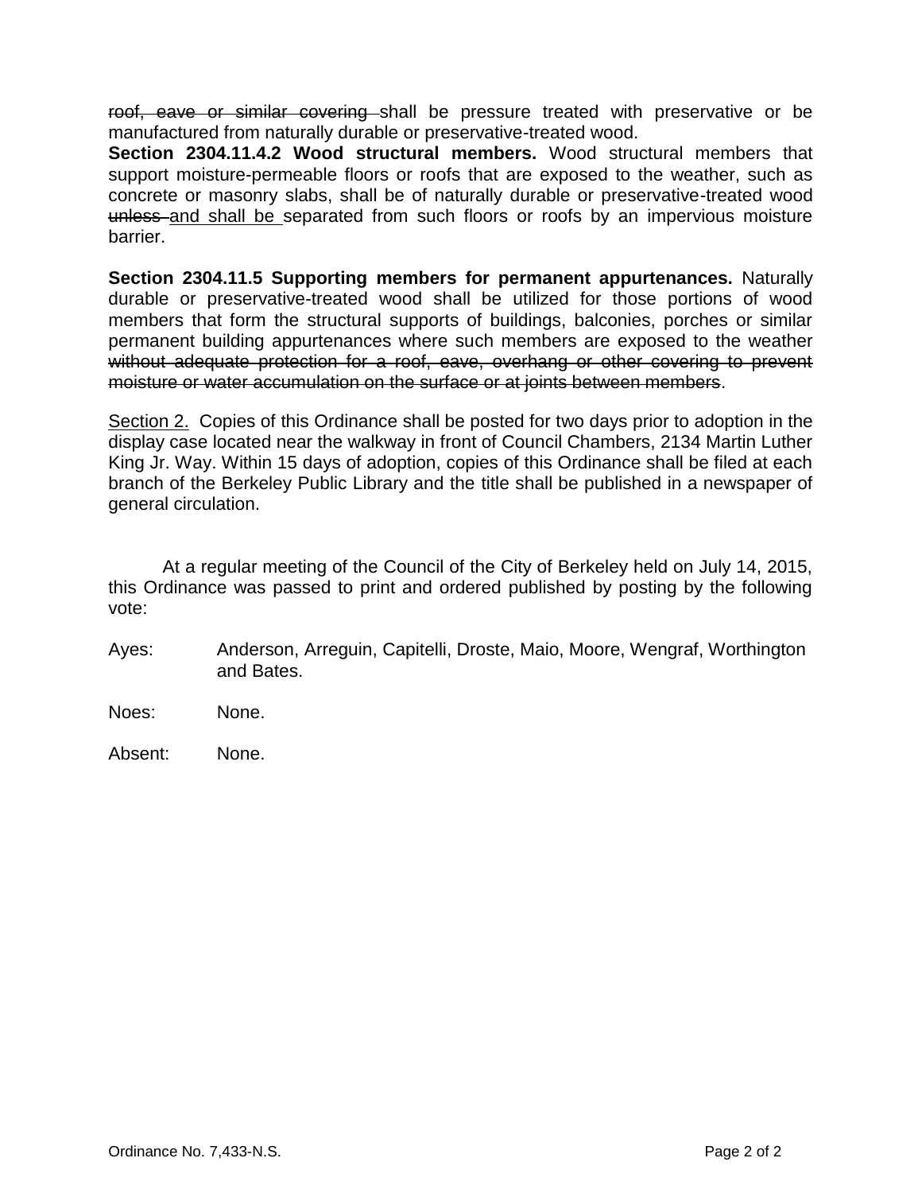~~roof, eave or similar covering~~ shall be pressure treated with preservative or be manufactured from naturally durable or preservative-treated wood.

**Section 2304.11.4.2 Wood structural members.** Wood structural members that support moisture-permeable floors or roofs that are exposed to the weather, such as concrete or masonry slabs, shall be of naturally durable or preservative-treated wood ~~unless~~ <u>and shall be</u> separated from such floors or roofs by an impervious moisture barrier.

**Section 2304.11.5 Supporting members for permanent appurtenances.** Naturally durable or preservative-treated wood shall be utilized for those portions of wood members that form the structural supports of buildings, balconies, porches or similar permanent building appurtenances where such members are exposed to the weather ~~without adequate protection for a roof, eave, overhang or other covering to prevent moisture or water accumulation on the surface or at joints between members~~.

<u>Section 2.</u> Copies of this Ordinance shall be posted for two days prior to adoption in the display case located near the walkway in front of Council Chambers, 2134 Martin Luther King Jr. Way. Within 15 days of adoption, copies of this Ordinance shall be filed at each branch of the Berkeley Public Library and the title shall be published in a newspaper of general circulation.

At a regular meeting of the Council of the City of Berkeley held on July 14, 2015, this Ordinance was passed to print and ordered published by posting by the following vote:

Ayes: Anderson, Arreguin, Capitelli, Droste, Maio, Moore, Wengraf, Worthington and Bates.

Noes: None.

Absent: None.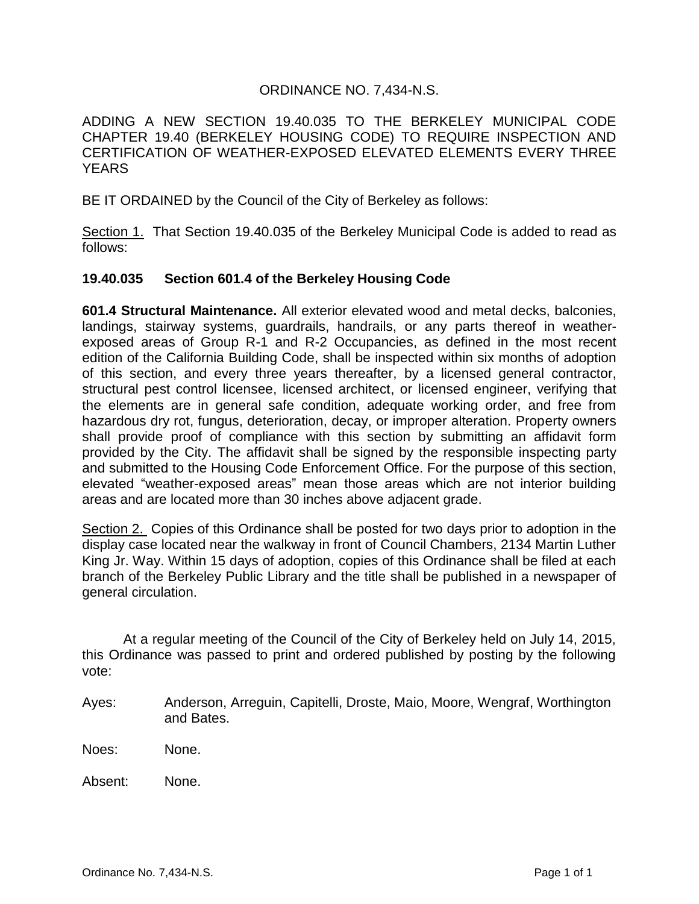ORDINANCE NO. 7,434-N.S.

ADDING A NEW SECTION 19.40.035 TO THE BERKELEY MUNICIPAL CODE CHAPTER 19.40 (BERKELEY HOUSING CODE) TO REQUIRE INSPECTION AND CERTIFICATION OF WEATHER-EXPOSED ELEVATED ELEMENTS EVERY THREE YEARS

BE IT ORDAINED by the Council of the City of Berkeley as follows:

Section 1. That Section 19.40.035 of the Berkeley Municipal Code is added to read as follows:

**19.40.035 Section 601.4 of the Berkeley Housing Code**

**601.4 Structural Maintenance.** All exterior elevated wood and metal decks, balconies, landings, stairway systems, guardrails, handrails, or any parts thereof in weather-exposed areas of Group R-1 and R-2 Occupancies, as defined in the most recent edition of the California Building Code, shall be inspected within six months of adoption of this section, and every three years thereafter, by a licensed general contractor, structural pest control licensee, licensed architect, or licensed engineer, verifying that the elements are in general safe condition, adequate working order, and free from hazardous dry rot, fungus, deterioration, decay, or improper alteration. Property owners shall provide proof of compliance with this section by submitting an affidavit form provided by the City. The affidavit shall be signed by the responsible inspecting party and submitted to the Housing Code Enforcement Office. For the purpose of this section, elevated "weather-exposed areas" mean those areas which are not interior building areas and are located more than 30 inches above adjacent grade.

Section 2. Copies of this Ordinance shall be posted for two days prior to adoption in the display case located near the walkway in front of Council Chambers, 2134 Martin Luther King Jr. Way. Within 15 days of adoption, copies of this Ordinance shall be filed at each branch of the Berkeley Public Library and the title shall be published in a newspaper of general circulation.

At a regular meeting of the Council of the City of Berkeley held on July 14, 2015, this Ordinance was passed to print and ordered published by posting by the following vote:

Ayes: Anderson, Arreguin, Capitelli, Droste, Maio, Moore, Wengraf, Worthington and Bates.

Noes: None.

Absent: None.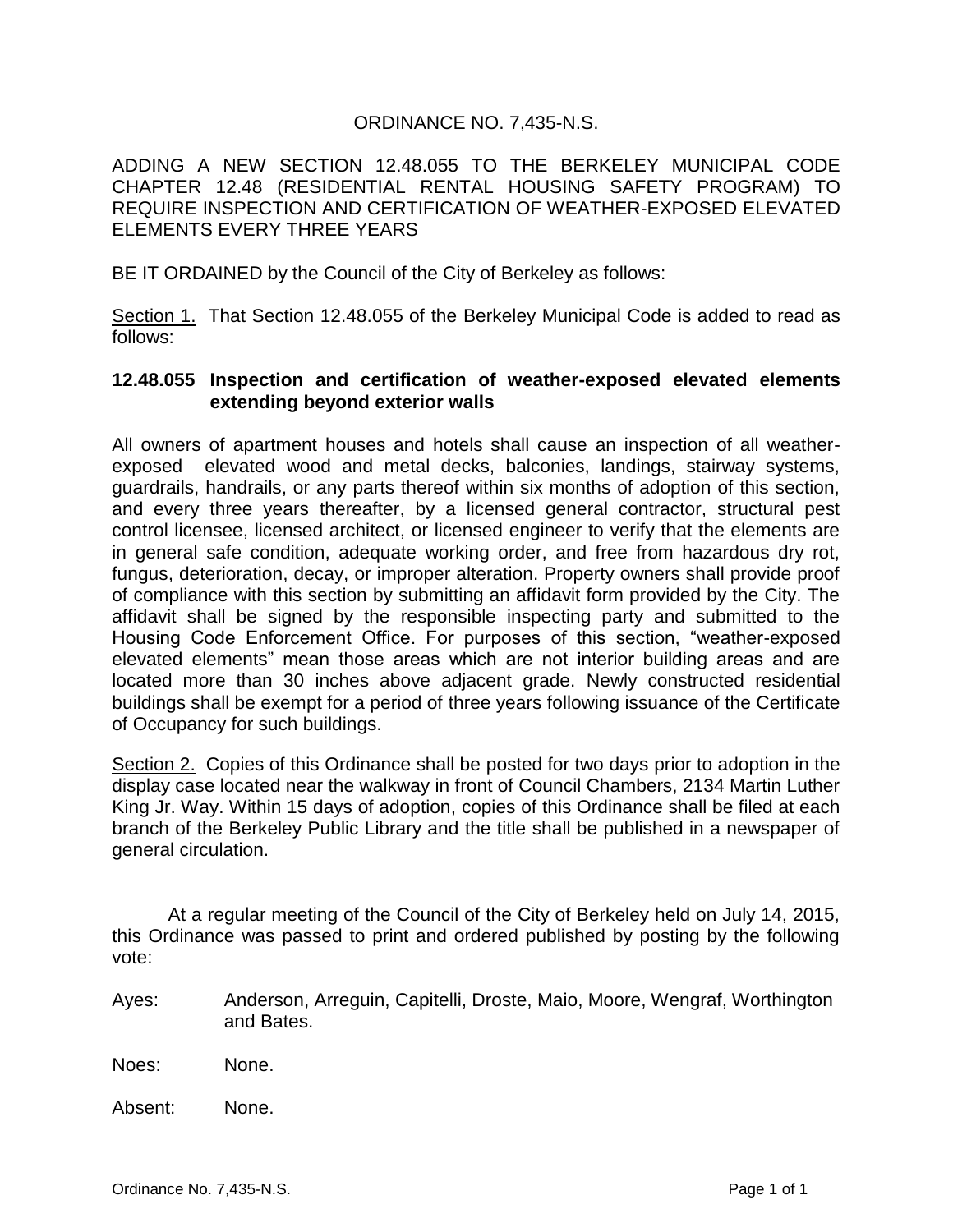ORDINANCE NO. 7,435-N.S.

ADDING A NEW SECTION 12.48.055 TO THE BERKELEY MUNICIPAL CODE CHAPTER 12.48 (RESIDENTIAL RENTAL HOUSING SAFETY PROGRAM) TO REQUIRE INSPECTION AND CERTIFICATION OF WEATHER-EXPOSED ELEVATED ELEMENTS EVERY THREE YEARS

BE IT ORDAINED by the Council of the City of Berkeley as follows:

Section 1. That Section 12.48.055 of the Berkeley Municipal Code is added to read as follows:

**12.48.055 Inspection and certification of weather-exposed elevated elements extending beyond exterior walls**

All owners of apartment houses and hotels shall cause an inspection of all weather-exposed elevated wood and metal decks, balconies, landings, stairway systems, guardrails, handrails, or any parts thereof within six months of adoption of this section, and every three years thereafter, by a licensed general contractor, structural pest control licensee, licensed architect, or licensed engineer to verify that the elements are in general safe condition, adequate working order, and free from hazardous dry rot, fungus, deterioration, decay, or improper alteration. Property owners shall provide proof of compliance with this section by submitting an affidavit form provided by the City. The affidavit shall be signed by the responsible inspecting party and submitted to the Housing Code Enforcement Office. For purposes of this section, "weather-exposed elevated elements" mean those areas which are not interior building areas and are located more than 30 inches above adjacent grade. Newly constructed residential buildings shall be exempt for a period of three years following issuance of the Certificate of Occupancy for such buildings.

Section 2. Copies of this Ordinance shall be posted for two days prior to adoption in the display case located near the walkway in front of Council Chambers, 2134 Martin Luther King Jr. Way. Within 15 days of adoption, copies of this Ordinance shall be filed at each branch of the Berkeley Public Library and the title shall be published in a newspaper of general circulation.

At a regular meeting of the Council of the City of Berkeley held on July 14, 2015, this Ordinance was passed to print and ordered published by posting by the following vote:

Ayes: Anderson, Arreguin, Capitelli, Droste, Maio, Moore, Wengraf, Worthington and Bates.

Noes: None.

Absent: None.